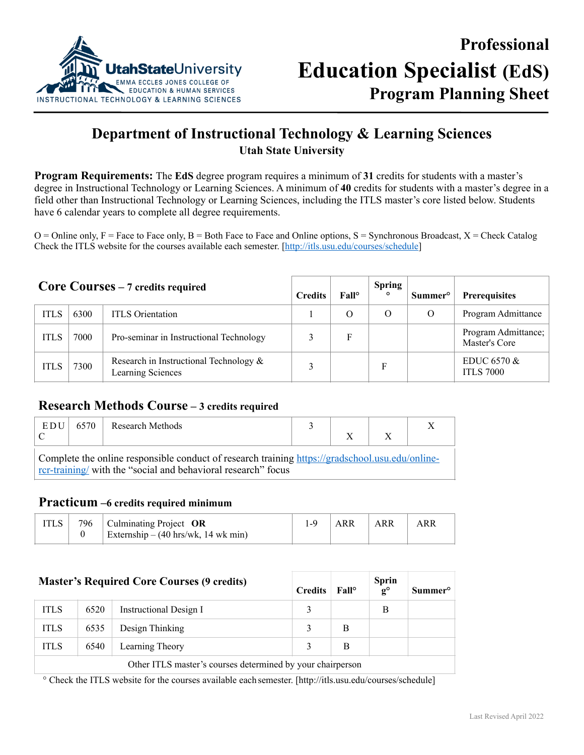Utah State University
EMMA ECCLES JONES COLLEGE OF EDUCATION & HUMAN SERVICES
INSTRUCTIONAL TECHNOLOGY & LEARNING SCIENCES

# Professional Education Specialist (EdS) Program Planning Sheet

## Department of Instructional Technology & Learning Sciences

**Utah State University**

**Program Requirements:** The **EdS** degree program requires a minimum of **31** credits for students with a master's degree in Instructional Technology or Learning Sciences. A minimum of **40** credits for students with a master's degree in a field other than Instructional Technology or Learning Sciences, including the ITLS master's core listed below. Students have 6 calendar years to complete all degree requirements.

O = Online only, F = Face to Face only, B = Both Face to Face and Online options, S = Synchronous Broadcast, X = Check Catalog
Check the ITLS website for the courses available each semester. [http://itls.usu.edu/courses/schedule]

| **Core Courses – 7 credits required** | | | Credits | Fall° | Spring ° | Summer° | Prerequisites |
|---|---|---|---|---|---|---|---|
| ITLS | 6300 | ITLS Orientation | 1 | O | O | O | Program Admittance |
| ITLS | 7000 | Pro-seminar in Instructional Technology | 3 | F | | | Program Admittance; Master's Core |
| ITLS | 7300 | Research in Instructional Technology & Learning Sciences | 3 | | F | | EDUC 6570 & ITLS 7000 |

### Research Methods Course – 3 credits required

| | | | Credits | Fall | Spring | Summer |
|---|---|---|---|---|---|---|
| EDUC | 6570 | Research Methods | 3 | X | X | X |

Complete the online responsible conduct of research training https://gradschool.usu.edu/online-rcr-training/ with the "social and behavioral research" focus

### Practicum –6 credits required minimum

| | | | Credits | Fall | Spring | Summer |
|---|---|---|---|---|---|---|
| ITLS | 7960 | Culminating Project **OR** Externship – (40 hrs/wk, 14 wk min) | 1-9 | ARR | ARR | ARR |

| **Master's Required Core Courses (9 credits)** | | | Credits | Fall° | Spring° | Summer° |
|---|---|---|---|---|---|---|
| ITLS | 6520 | Instructional Design I | 3 | | B | |
| ITLS | 6535 | Design Thinking | 3 | B | | |
| ITLS | 6540 | Learning Theory | 3 | B | | |
| Other ITLS master's courses determined by your chairperson | | | | | | |

° Check the ITLS website for the courses available each semester. [http://itls.usu.edu/courses/schedule]

Last Revised April 2022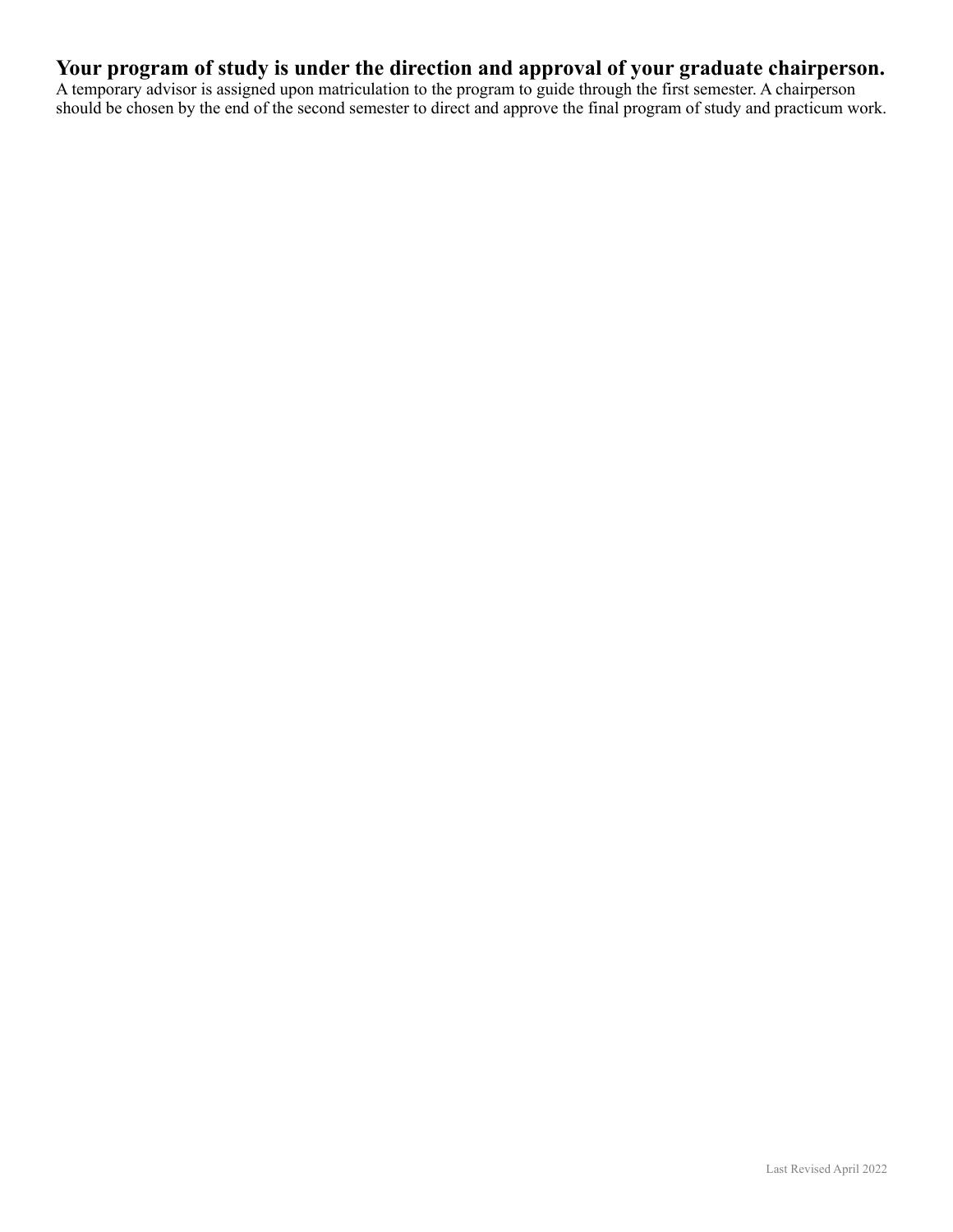**Your program of study is under the direction and approval of your graduate chairperson.**
A temporary advisor is assigned upon matriculation to the program to guide through the first semester. A chairperson should be chosen by the end of the second semester to direct and approve the final program of study and practicum work.

Last Revised April 2022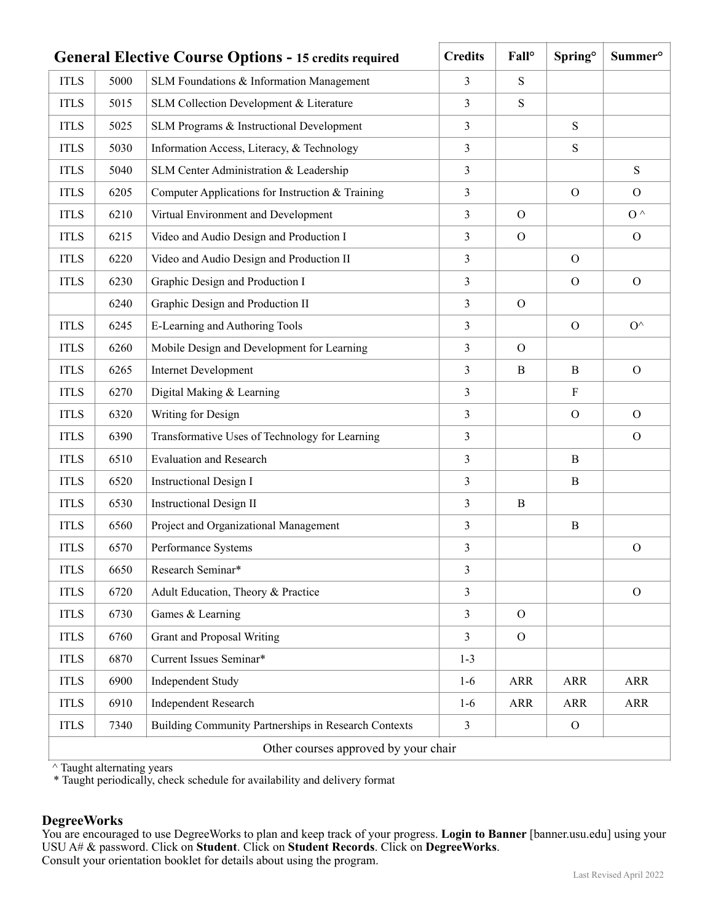| General Elective Course Options - 15 credits required | | | Credits | Fall° | Spring° | Summer° |
|---|---|---|---|---|---|---|
| ITLS | 5000 | SLM Foundations & Information Management | 3 | S | | |
| ITLS | 5015 | SLM Collection Development & Literature | 3 | S | | |
| ITLS | 5025 | SLM Programs & Instructional Development | 3 | | S | |
| ITLS | 5030 | Information Access, Literacy, & Technology | 3 | | S | |
| ITLS | 5040 | SLM Center Administration & Leadership | 3 | | | S |
| ITLS | 6205 | Computer Applications for Instruction & Training | 3 | | O | O |
| ITLS | 6210 | Virtual Environment and Development | 3 | O | | O ^ |
| ITLS | 6215 | Video and Audio Design and Production I | 3 | O | | O |
| ITLS | 6220 | Video and Audio Design and Production II | 3 | | O | |
| ITLS | 6230 | Graphic Design and Production I | 3 | | O | O |
| | 6240 | Graphic Design and Production II | 3 | O | | |
| ITLS | 6245 | E-Learning and Authoring Tools | 3 | | O | O^ |
| ITLS | 6260 | Mobile Design and Development for Learning | 3 | O | | |
| ITLS | 6265 | Internet Development | 3 | B | B | O |
| ITLS | 6270 | Digital Making & Learning | 3 | | F | |
| ITLS | 6320 | Writing for Design | 3 | | O | O |
| ITLS | 6390 | Transformative Uses of Technology for Learning | 3 | | | O |
| ITLS | 6510 | Evaluation and Research | 3 | | B | |
| ITLS | 6520 | Instructional Design I | 3 | | B | |
| ITLS | 6530 | Instructional Design II | 3 | B | | |
| ITLS | 6560 | Project and Organizational Management | 3 | | B | |
| ITLS | 6570 | Performance Systems | 3 | | | O |
| ITLS | 6650 | Research Seminar* | 3 | | | |
| ITLS | 6720 | Adult Education, Theory & Practice | 3 | | | O |
| ITLS | 6730 | Games & Learning | 3 | O | | |
| ITLS | 6760 | Grant and Proposal Writing | 3 | O | | |
| ITLS | 6870 | Current Issues Seminar* | 1-3 | | | |
| ITLS | 6900 | Independent Study | 1-6 | ARR | ARR | ARR |
| ITLS | 6910 | Independent Research | 1-6 | ARR | ARR | ARR |
| ITLS | 7340 | Building Community Partnerships in Research Contexts | 3 | | O | |
| Other courses approved by your chair | | | | | | |

^ Taught alternating years
* Taught periodically, check schedule for availability and delivery format

## DegreeWorks

You are encouraged to use DegreeWorks to plan and keep track of your progress. **Login to Banner** [banner.usu.edu] using your USU A# & password. Click on **Student**. Click on **Student Records**. Click on **DegreeWorks**.
Consult your orientation booklet for details about using the program.

Last Revised April 2022